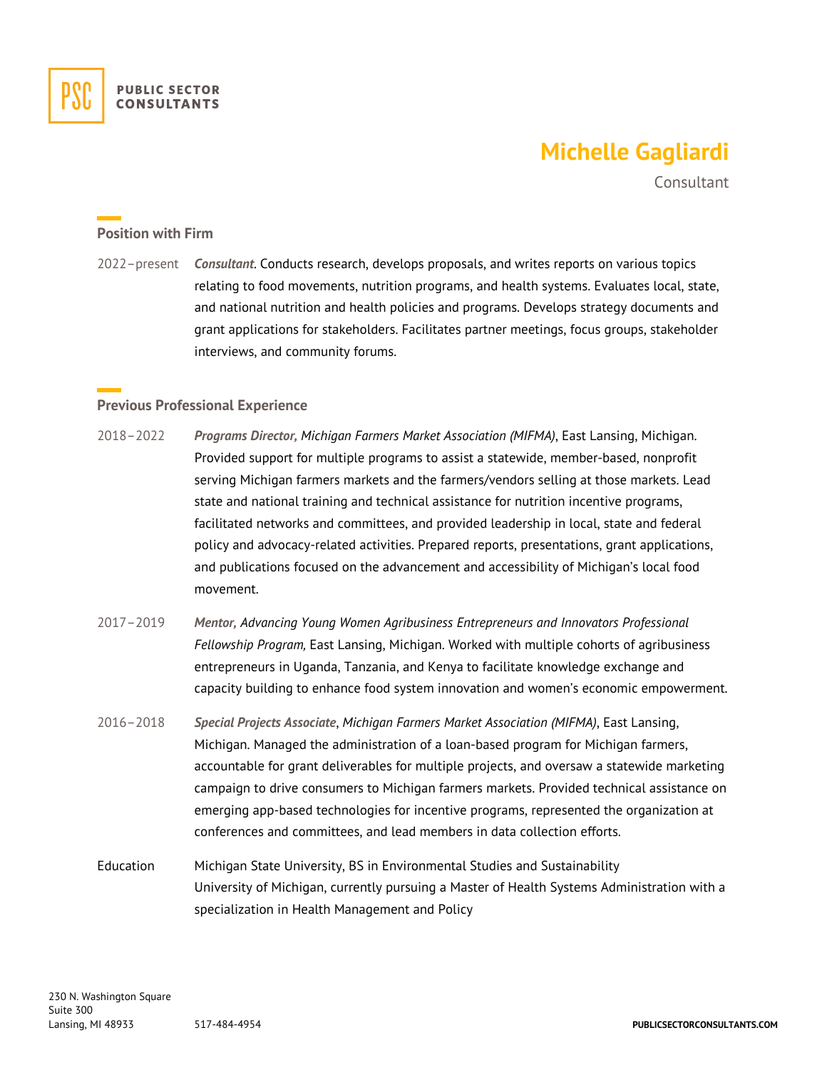PUBLIC SECTOR CONSULTANTS

# Michelle Gagliardi

Consultant

## Position with Firm

2022–present ***Consultant***. Conducts research, develops proposals, and writes reports on various topics relating to food movements, nutrition programs, and health systems. Evaluates local, state, and national nutrition and health policies and programs. Develops strategy documents and grant applications for stakeholders. Facilitates partner meetings, focus groups, stakeholder interviews, and community forums.

## Previous Professional Experience

2018–2022 ***Programs Director,*** *Michigan Farmers Market Association (MIFMA)*, East Lansing, Michigan. Provided support for multiple programs to assist a statewide, member-based, nonprofit serving Michigan farmers markets and the farmers/vendors selling at those markets. Lead state and national training and technical assistance for nutrition incentive programs, facilitated networks and committees, and provided leadership in local, state and federal policy and advocacy-related activities. Prepared reports, presentations, grant applications, and publications focused on the advancement and accessibility of Michigan's local food movement.

2017–2019 ***Mentor,*** *Advancing Young Women Agribusiness Entrepreneurs and Innovators Professional Fellowship Program,* East Lansing, Michigan. Worked with multiple cohorts of agribusiness entrepreneurs in Uganda, Tanzania, and Kenya to facilitate knowledge exchange and capacity building to enhance food system innovation and women's economic empowerment.

2016–2018 ***Special Projects Associate***, *Michigan Farmers Market Association (MIFMA)*, East Lansing, Michigan. Managed the administration of a loan-based program for Michigan farmers, accountable for grant deliverables for multiple projects, and oversaw a statewide marketing campaign to drive consumers to Michigan farmers markets. Provided technical assistance on emerging app-based technologies for incentive programs, represented the organization at conferences and committees, and lead members in data collection efforts.

Education Michigan State University, BS in Environmental Studies and Sustainability
University of Michigan, currently pursuing a Master of Health Systems Administration with a specialization in Health Management and Policy

230 N. Washington Square
Suite 300
Lansing, MI 48933 517-484-4954 PUBLICSECTORCONSULTANTS.COM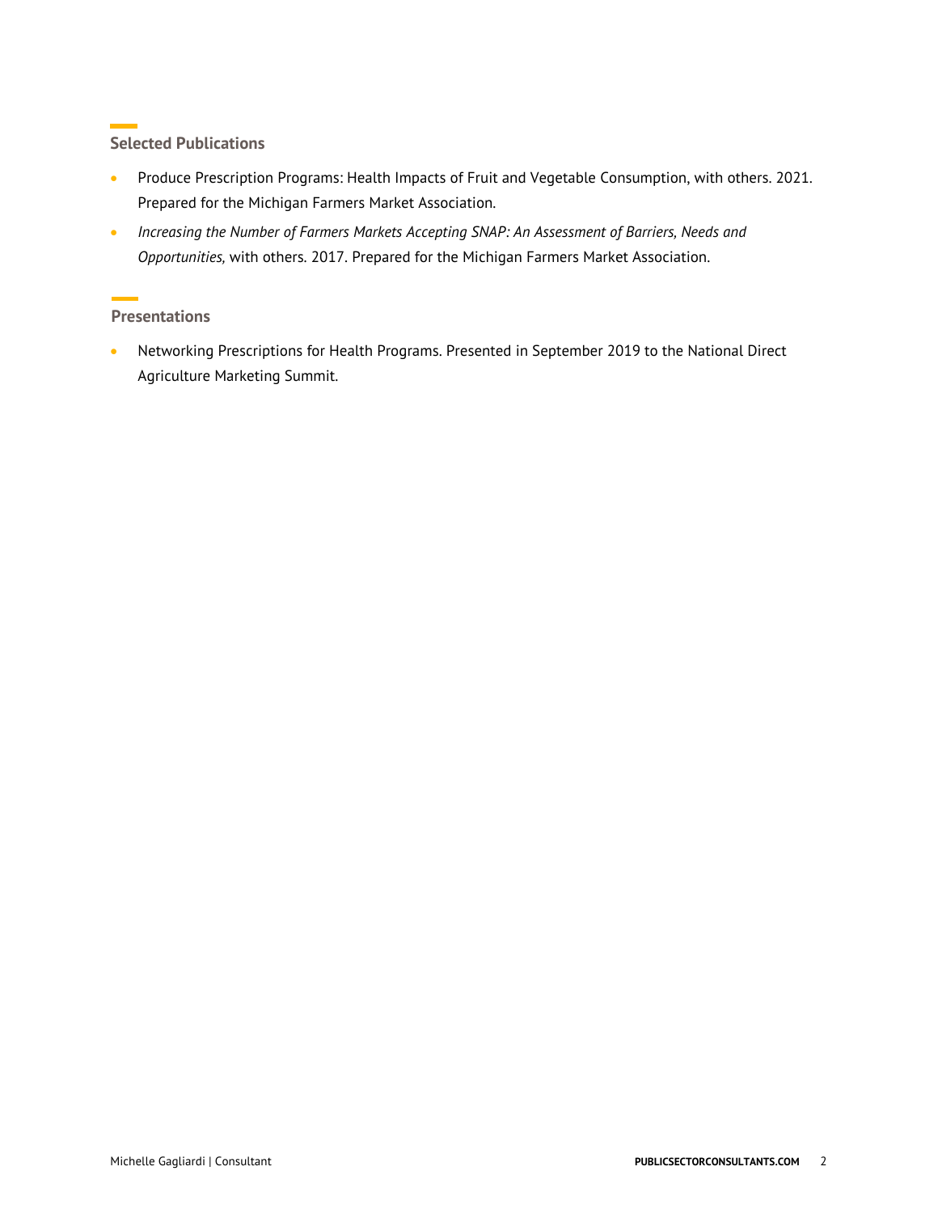## Selected Publications

- Produce Prescription Programs: Health Impacts of Fruit and Vegetable Consumption, with others. 2021. Prepared for the Michigan Farmers Market Association.
- *Increasing the Number of Farmers Markets Accepting SNAP: An Assessment of Barriers, Needs and Opportunities,* with others. 2017. Prepared for the Michigan Farmers Market Association.

## Presentations

- Networking Prescriptions for Health Programs. Presented in September 2019 to the National Direct Agriculture Marketing Summit.